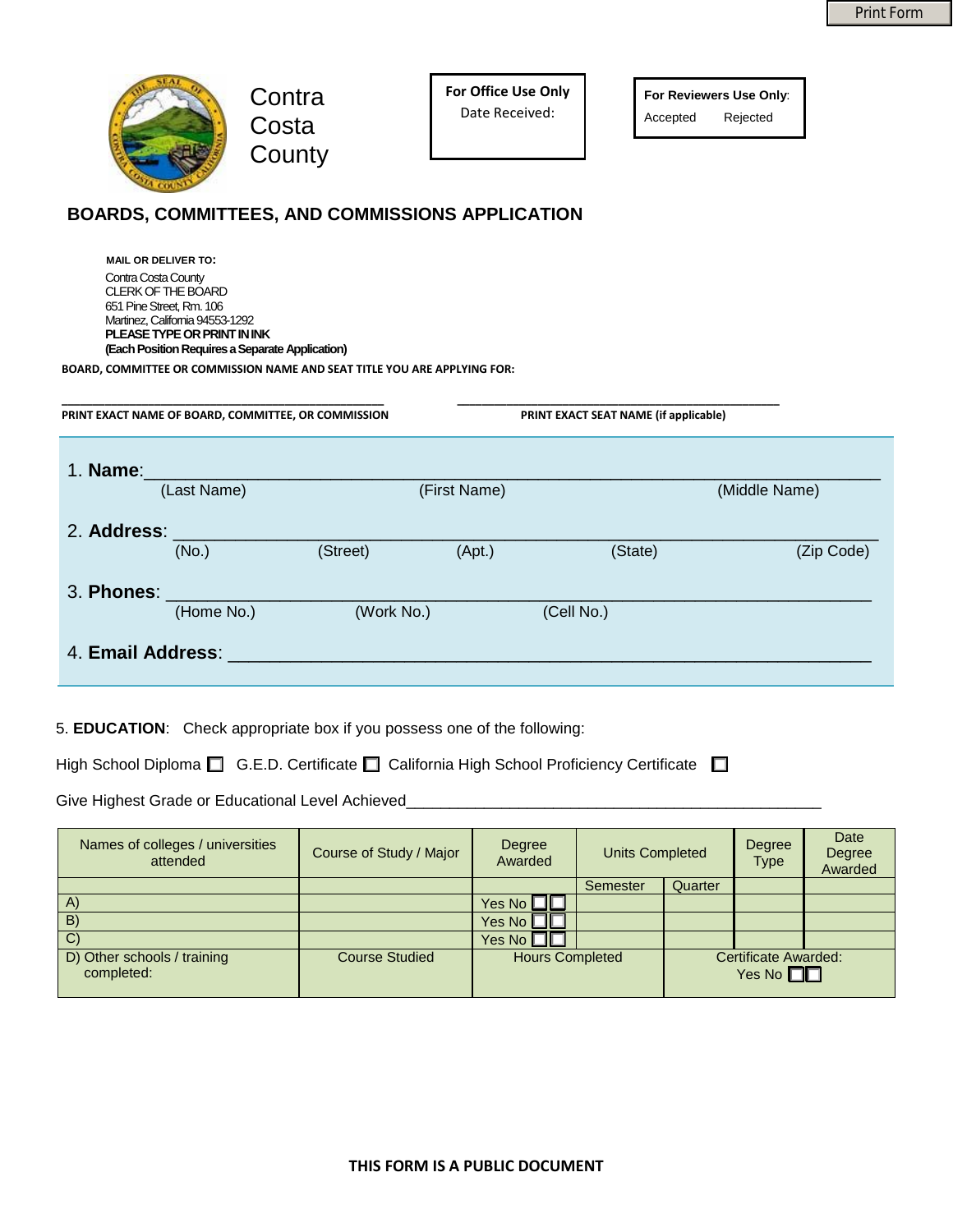Print Form

Contra Costa County

**For Office Use Only**
Date Received:

**For Reviewers Use Only**:
Accepted Rejected

## BOARDS, COMMITTEES, AND COMMISSIONS APPLICATION

**MAIL OR DELIVER TO:**
Contra Costa County
CLERK OF THE BOARD
651 Pine Street, Rm. 106
Martinez, California 94553-1292
**PLEASE TYPE OR PRINT IN INK**
**(Each Position Requires a Separate Application)**

**BOARD, COMMITTEE OR COMMISSION NAME AND SEAT TITLE YOU ARE APPLYING FOR:**

_________________________________________ _________________________________________
**PRINT EXACT NAME OF BOARD, COMMITTEE, OR COMMISSION** **PRINT EXACT SEAT NAME (if applicable)**

1. **Name**:___________________________________________________________________
(Last Name) (First Name) (Middle Name)

2. **Address**: _________________________________________________________________
(No.) (Street) (Apt.) (State) (Zip Code)

3. **Phones**: _________________________________________________________________
(Home No.) (Work No.) (Cell No.)

4. **Email Address**: ___________________________________________________________

5. **EDUCATION**: Check appropriate box if you possess one of the following:

High School Diploma ☐ G.E.D. Certificate ☐ California High School Proficiency Certificate ☐

Give Highest Grade or Educational Level Achieved_____________________________________________

| Names of colleges / universities attended | Course of Study / Major | Degree Awarded | Units Completed | | Degree Type | Date Degree Awarded |
|---|---|---|---|---|---|---|
| | | | Semester | Quarter | | |
| A) | | Yes No ☐☐ | | | | |
| B) | | Yes No ☐☐ | | | | |
| C) | | Yes No ☐☐ | | | | |
| D) Other schools / training completed: | Course Studied | Hours Completed | | Certificate Awarded: Yes No ☐☐ | | |

**THIS FORM IS A PUBLIC DOCUMENT**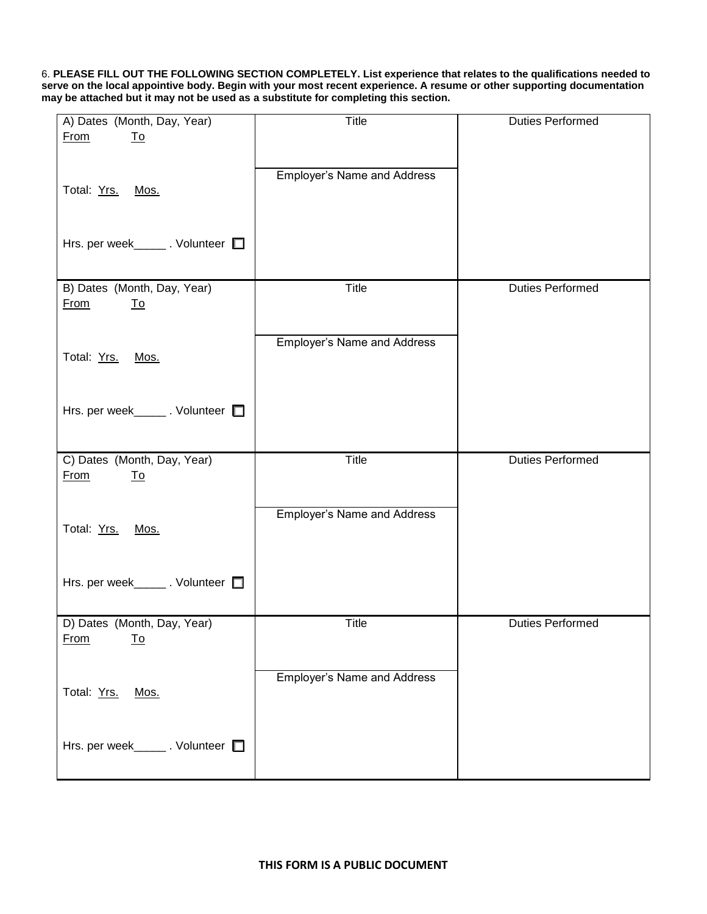6. **PLEASE FILL OUT THE FOLLOWING SECTION COMPLETELY. List experience that relates to the qualifications needed to serve on the local appointive body. Begin with your most recent experience. A resume or other supporting documentation may be attached but it may not be used as a substitute for completing this section.**

| Dates | Title / Employer | Duties Performed |
|---|---|---|
| A) Dates (Month, Day, Year)<br>From To<br><br>Total: Yrs. Mos.<br><br>Hrs. per week_____ . Volunteer ☐ | Title<br><br>Employer's Name and Address | Duties Performed |
| B) Dates (Month, Day, Year)<br>From To<br><br>Total: Yrs. Mos.<br><br>Hrs. per week_____ . Volunteer ☐ | Title<br><br>Employer's Name and Address | Duties Performed |
| C) Dates (Month, Day, Year)<br>From To<br><br>Total: Yrs. Mos.<br><br>Hrs. per week_____ . Volunteer ☐ | Title<br><br>Employer's Name and Address | Duties Performed |
| D) Dates (Month, Day, Year)<br>From To<br><br>Total: Yrs. Mos.<br><br>Hrs. per week_____ . Volunteer ☐ | Title<br><br>Employer's Name and Address | Duties Performed |

**THIS FORM IS A PUBLIC DOCUMENT**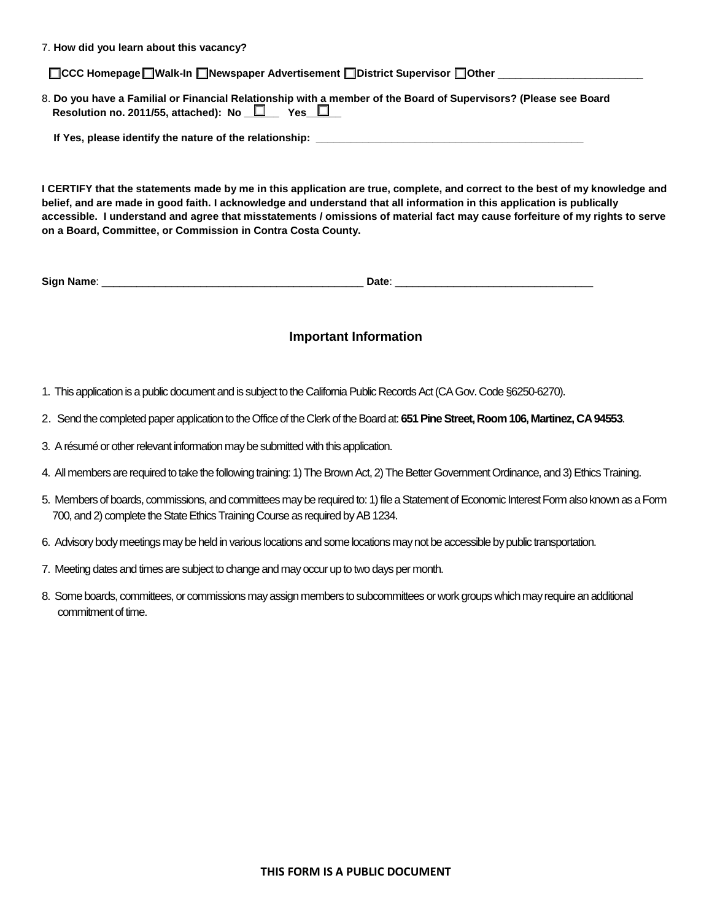7. **How did you learn about this vacancy?**

☐ **CCC Homepage** ☐ **Walk-In** ☐ **Newspaper Advertisement** ☐ **District Supervisor** ☐ **Other** ________________________

8. **Do you have a Familial or Financial Relationship with a member of the Board of Supervisors? (Please see Board Resolution no. 2011/55, attached): No** ☐ **Yes** ☐

**If Yes, please identify the nature of the relationship:** ______________________________________________

**I CERTIFY that the statements made by me in this application are true, complete, and correct to the best of my knowledge and belief, and are made in good faith. I acknowledge and understand that all information in this application is publically accessible. I understand and agree that misstatements / omissions of material fact may cause forfeiture of my rights to serve on a Board, Committee, or Commission in Contra Costa County.**

**Sign Name**: ______________________________________________ **Date**: ___________________________________

## Important Information

1. This application is a public document and is subject to the California Public Records Act (CA Gov. Code §6250-6270).
2. Send the completed paper application to the Office of the Clerk of the Board at: **651 Pine Street, Room 106, Martinez, CA 94553**.
3. A résumé or other relevant information may be submitted with this application.
4. All members are required to take the following training: 1) The Brown Act, 2) The Better Government Ordinance, and 3) Ethics Training.
5. Members of boards, commissions, and committees may be required to: 1) file a Statement of Economic Interest Form also known as a Form 700, and 2) complete the State Ethics Training Course as required by AB 1234.
6. Advisory body meetings may be held in various locations and some locations may not be accessible by public transportation.
7. Meeting dates and times are subject to change and may occur up to two days per month.
8. Some boards, committees, or commissions may assign members to subcommittees or work groups which may require an additional commitment of time.

**THIS FORM IS A PUBLIC DOCUMENT**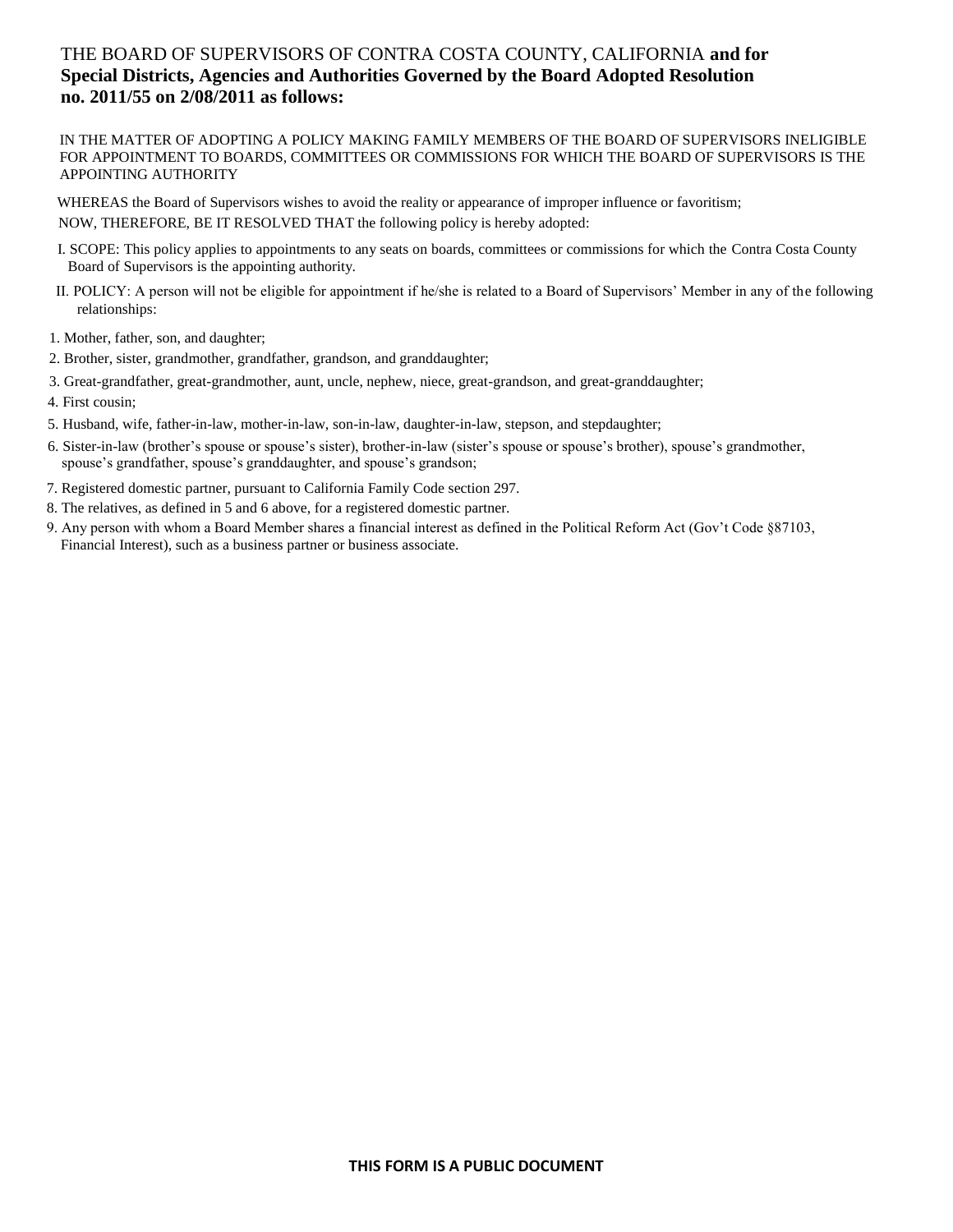# THE BOARD OF SUPERVISORS OF CONTRA COSTA COUNTY, CALIFORNIA **and for Special Districts, Agencies and Authorities Governed by the Board Adopted Resolution no. 2011/55 on 2/08/2011 as follows:**

IN THE MATTER OF ADOPTING A POLICY MAKING FAMILY MEMBERS OF THE BOARD OF SUPERVISORS INELIGIBLE FOR APPOINTMENT TO BOARDS, COMMITTEES OR COMMISSIONS FOR WHICH THE BOARD OF SUPERVISORS IS THE APPOINTING AUTHORITY

WHEREAS the Board of Supervisors wishes to avoid the reality or appearance of improper influence or favoritism;

NOW, THEREFORE, BE IT RESOLVED THAT the following policy is hereby adopted:

I. SCOPE: This policy applies to appointments to any seats on boards, committees or commissions for which the Contra Costa County Board of Supervisors is the appointing authority.

II. POLICY: A person will not be eligible for appointment if he/she is related to a Board of Supervisors' Member in any of the following relationships:

1. Mother, father, son, and daughter;
2. Brother, sister, grandmother, grandfather, grandson, and granddaughter;
3. Great-grandfather, great-grandmother, aunt, uncle, nephew, niece, great-grandson, and great-granddaughter;
4. First cousin;
5. Husband, wife, father-in-law, mother-in-law, son-in-law, daughter-in-law, stepson, and stepdaughter;
6. Sister-in-law (brother's spouse or spouse's sister), brother-in-law (sister's spouse or spouse's brother), spouse's grandmother, spouse's grandfather, spouse's granddaughter, and spouse's grandson;
7. Registered domestic partner, pursuant to California Family Code section 297.
8. The relatives, as defined in 5 and 6 above, for a registered domestic partner.
9. Any person with whom a Board Member shares a financial interest as defined in the Political Reform Act (Gov't Code §87103, Financial Interest), such as a business partner or business associate.

**THIS FORM IS A PUBLIC DOCUMENT**